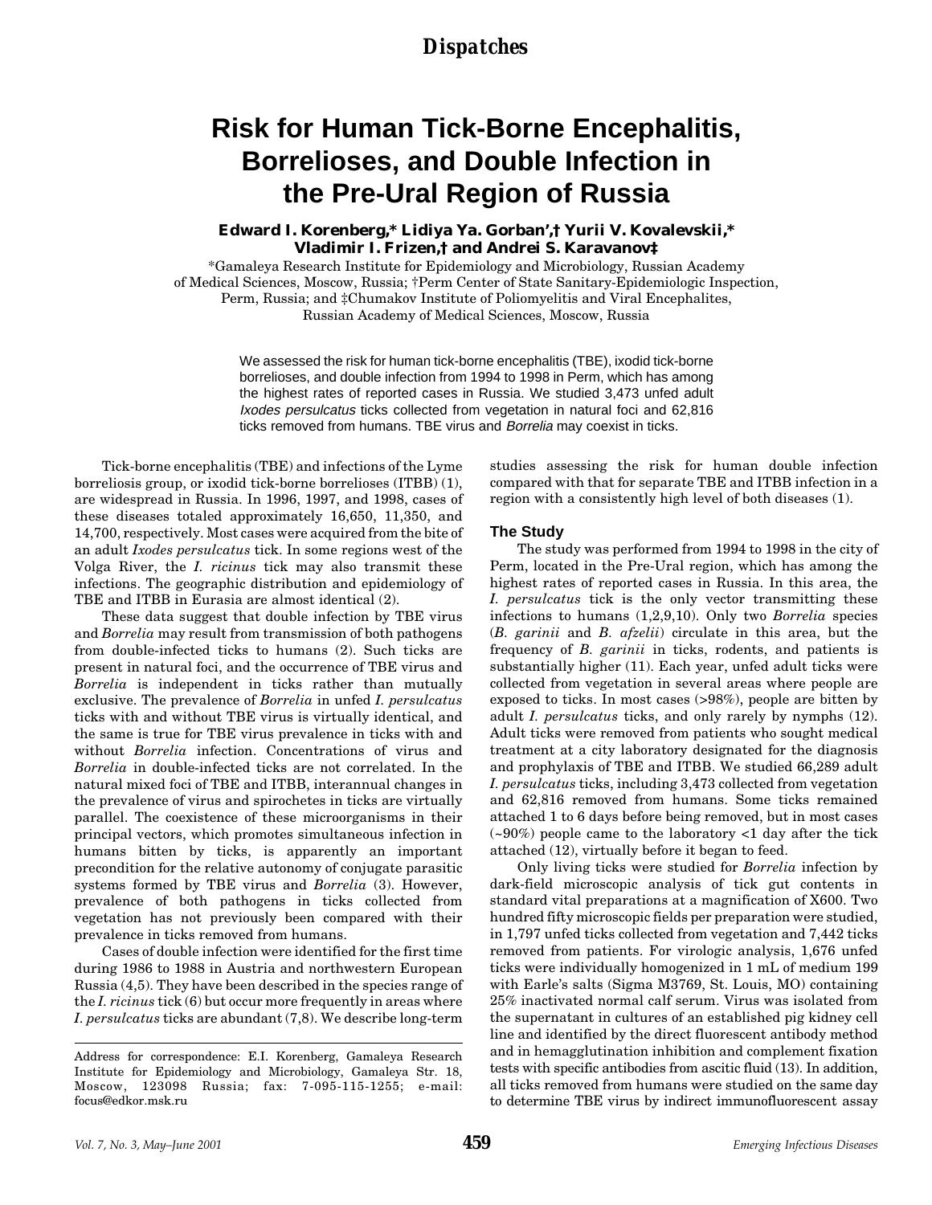# Risk for Human Tick-Borne Encephalitis, Borrelioses, and Double Infection in the Pre-Ural Region of Russia

**Edward I. Korenberg,* Lidiya Ya. Gorban',† Yurii V. Kovalevskii,* Vladimir I. Frizen,† and Andrei S. Karavanov‡**

*Gamaleya Research Institute for Epidemiology and Microbiology, Russian Academy of Medical Sciences, Moscow, Russia; †Perm Center of State Sanitary-Epidemiologic Inspection, Perm, Russia; and ‡Chumakov Institute of Poliomyelitis and Viral Encephalites, Russian Academy of Medical Sciences, Moscow, Russia

We assessed the risk for human tick-borne encephalitis (TBE), ixodid tick-borne borrelioses, and double infection from 1994 to 1998 in Perm, which has among the highest rates of reported cases in Russia. We studied 3,473 unfed adult *Ixodes persulcatus* ticks collected from vegetation in natural foci and 62,816 ticks removed from humans. TBE virus and *Borrelia* may coexist in ticks.

Tick-borne encephalitis (TBE) and infections of the Lyme borreliosis group, or ixodid tick-borne borrelioses (ITBB) (1), are widespread in Russia. In 1996, 1997, and 1998, cases of these diseases totaled approximately 16,650, 11,350, and 14,700, respectively. Most cases were acquired from the bite of an adult *Ixodes persulcatus* tick. In some regions west of the Volga River, the *I. ricinus* tick may also transmit these infections. The geographic distribution and epidemiology of TBE and ITBB in Eurasia are almost identical (2).

These data suggest that double infection by TBE virus and *Borrelia* may result from transmission of both pathogens from double-infected ticks to humans (2). Such ticks are present in natural foci, and the occurrence of TBE virus and *Borrelia* is independent in ticks rather than mutually exclusive. The prevalence of *Borrelia* in unfed *I. persulcatus* ticks with and without TBE virus is virtually identical, and the same is true for TBE virus prevalence in ticks with and without *Borrelia* infection. Concentrations of virus and *Borrelia* in double-infected ticks are not correlated. In the natural mixed foci of TBE and ITBB, interannual changes in the prevalence of virus and spirochetes in ticks are virtually parallel. The coexistence of these microorganisms in their principal vectors, which promotes simultaneous infection in humans bitten by ticks, is apparently an important precondition for the relative autonomy of conjugate parasitic systems formed by TBE virus and *Borrelia* (3). However, prevalence of both pathogens in ticks collected from vegetation has not previously been compared with their prevalence in ticks removed from humans.

Cases of double infection were identified for the first time during 1986 to 1988 in Austria and northwestern European Russia (4,5). They have been described in the species range of the *I. ricinus* tick (6) but occur more frequently in areas where *I. persulcatus* ticks are abundant (7,8). We describe long-term studies assessing the risk for human double infection compared with that for separate TBE and ITBB infection in a region with a consistently high level of both diseases (1).

## The Study

The study was performed from 1994 to 1998 in the city of Perm, located in the Pre-Ural region, which has among the highest rates of reported cases in Russia. In this area, the *I. persulcatus* tick is the only vector transmitting these infections to humans (1,2,9,10). Only two *Borrelia* species (*B. garinii* and *B. afzelii*) circulate in this area, but the frequency of *B. garinii* in ticks, rodents, and patients is substantially higher (11). Each year, unfed adult ticks were collected from vegetation in several areas where people are exposed to ticks. In most cases (>98%), people are bitten by adult *I. persulcatus* ticks, and only rarely by nymphs (12). Adult ticks were removed from patients who sought medical treatment at a city laboratory designated for the diagnosis and prophylaxis of TBE and ITBB. We studied 66,289 adult *I. persulcatus* ticks, including 3,473 collected from vegetation and 62,816 removed from humans. Some ticks remained attached 1 to 6 days before being removed, but in most cases (~90%) people came to the laboratory <1 day after the tick attached (12), virtually before it began to feed.

Only living ticks were studied for *Borrelia* infection by dark-field microscopic analysis of tick gut contents in standard vital preparations at a magnification of X600. Two hundred fifty microscopic fields per preparation were studied, in 1,797 unfed ticks collected from vegetation and 7,442 ticks removed from patients. For virologic analysis, 1,676 unfed ticks were individually homogenized in 1 mL of medium 199 with Earle's salts (Sigma M3769, St. Louis, MO) containing 25% inactivated normal calf serum. Virus was isolated from the supernatant in cultures of an established pig kidney cell line and identified by the direct fluorescent antibody method and in hemagglutination inhibition and complement fixation tests with specific antibodies from ascitic fluid (13). In addition, all ticks removed from humans were studied on the same day to determine TBE virus by indirect immunofluorescent assay

Address for correspondence: E.I. Korenberg, Gamaleya Research Institute for Epidemiology and Microbiology, Gamaleya Str. 18, Moscow, 123098 Russia; fax: 7-095-115-1255; e-mail: focus@edkor.msk.ru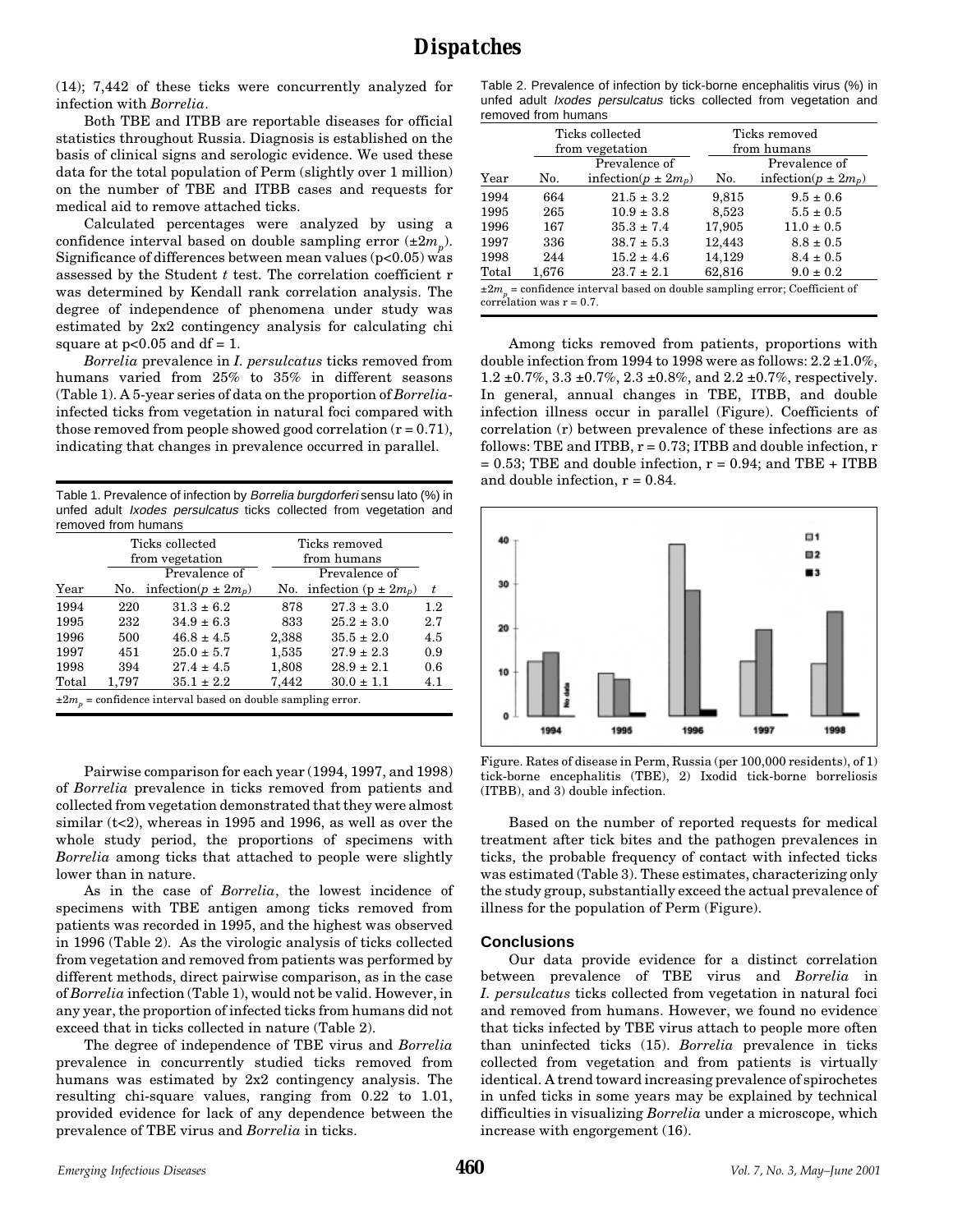(14); 7,442 of these ticks were concurrently analyzed for infection with *Borrelia*.

Both TBE and ITBB are reportable diseases for official statistics throughout Russia. Diagnosis is established on the basis of clinical signs and serologic evidence. We used these data for the total population of Perm (slightly over 1 million) on the number of TBE and ITBB cases and requests for medical aid to remove attached ticks.

Calculated percentages were analyzed by using a confidence interval based on double sampling error ($\pm 2m_p$). Significance of differences between mean values ($p<0.05$) was assessed by the Student *t* test. The correlation coefficient r was determined by Kendall rank correlation analysis. The degree of independence of phenomena under study was estimated by 2x2 contingency analysis for calculating chi square at $p<0.05$ and df = 1.

*Borrelia* prevalence in *I. persulcatus* ticks removed from humans varied from 25% to 35% in different seasons (Table 1). A 5-year series of data on the proportion of *Borrelia*-infected ticks from vegetation in natural foci compared with those removed from people showed good correlation (r = 0.71), indicating that changes in prevalence occurred in parallel.

Table 1. Prevalence of infection by *Borrelia burgdorferi* sensu lato (%) in unfed adult *Ixodes persulcatus* ticks collected from vegetation and removed from humans

| | Ticks collected from vegetation | | Ticks removed from humans | | |
|---|---|---|---|---|---|
| Year | No. | Prevalence of infection($p \pm 2m_p$) | No. | Prevalence of infection ($p \pm 2m_p$) | *t* |
| 1994 | 220 | 31.3 ± 6.2 | 878 | 27.3 ± 3.0 | 1.2 |
| 1995 | 232 | 34.9 ± 6.3 | 833 | 25.2 ± 3.0 | 2.7 |
| 1996 | 500 | 46.8 ± 4.5 | 2,388 | 35.5 ± 2.0 | 4.5 |
| 1997 | 451 | 25.0 ± 5.7 | 1,535 | 27.9 ± 2.3 | 0.9 |
| 1998 | 394 | 27.4 ± 4.5 | 1,808 | 28.9 ± 2.1 | 0.6 |
| Total | 1,797 | 35.1 ± 2.2 | 7,442 | 30.0 ± 1.1 | 4.1 |

$\pm 2m_p$ = confidence interval based on double sampling error.

Pairwise comparison for each year (1994, 1997, and 1998) of *Borrelia* prevalence in ticks removed from patients and collected from vegetation demonstrated that they were almost similar (t<2), whereas in 1995 and 1996, as well as over the whole study period, the proportions of specimens with *Borrelia* among ticks that attached to people were slightly lower than in nature.

As in the case of *Borrelia*, the lowest incidence of specimens with TBE antigen among ticks removed from patients was recorded in 1995, and the highest was observed in 1996 (Table 2). As the virologic analysis of ticks collected from vegetation and removed from patients was performed by different methods, direct pairwise comparison, as in the case of *Borrelia* infection (Table 1), would not be valid. However, in any year, the proportion of infected ticks from humans did not exceed that in ticks collected in nature (Table 2).

The degree of independence of TBE virus and *Borrelia* prevalence in concurrently studied ticks removed from humans was estimated by 2x2 contingency analysis. The resulting chi-square values, ranging from 0.22 to 1.01, provided evidence for lack of any dependence between the prevalence of TBE virus and *Borrelia* in ticks.

Table 2. Prevalence of infection by tick-borne encephalitis virus (%) in unfed adult *Ixodes persulcatus* ticks collected from vegetation and removed from humans

| | Ticks collected from vegetation | | Ticks removed from humans | |
|---|---|---|---|---|
| Year | No. | Prevalence of infection($p \pm 2m_p$) | No. | Prevalence of infection($p \pm 2m_p$) |
| 1994 | 664 | 21.5 ± 3.2 | 9,815 | 9.5 ± 0.6 |
| 1995 | 265 | 10.9 ± 3.8 | 8,523 | 5.5 ± 0.5 |
| 1996 | 167 | 35.3 ± 7.4 | 17,905 | 11.0 ± 0.5 |
| 1997 | 336 | 38.7 ± 5.3 | 12,443 | 8.8 ± 0.5 |
| 1998 | 244 | 15.2 ± 4.6 | 14,129 | 8.4 ± 0.5 |
| Total | 1,676 | 23.7 ± 2.1 | 62,816 | 9.0 ± 0.2 |

$\pm 2m_p$ = confidence interval based on double sampling error; Coefficient of correlation was r = 0.7.

Among ticks removed from patients, proportions with double infection from 1994 to 1998 were as follows: 2.2 ±1.0%, 1.2 ±0.7%, 3.3 ±0.7%, 2.3 ±0.8%, and 2.2 ±0.7%, respectively. In general, annual changes in TBE, ITBB, and double infection illness occur in parallel (Figure). Coefficients of correlation (r) between prevalence of these infections are as follows: TBE and ITBB, r = 0.73; ITBB and double infection, r = 0.53; TBE and double infection, r = 0.94; and TBE + ITBB and double infection, r = 0.84.

Figure. Rates of disease in Perm, Russia (per 100,000 residents), of 1) tick-borne encephalitis (TBE), 2) Ixodid tick-borne borreliosis (ITBB), and 3) double infection.

Based on the number of reported requests for medical treatment after tick bites and the pathogen prevalences in ticks, the probable frequency of contact with infected ticks was estimated (Table 3). These estimates, characterizing only the study group, substantially exceed the actual prevalence of illness for the population of Perm (Figure).

## Conclusions

Our data provide evidence for a distinct correlation between prevalence of TBE virus and *Borrelia* in *I. persulcatus* ticks collected from vegetation in natural foci and removed from humans. However, we found no evidence that ticks infected by TBE virus attach to people more often than uninfected ticks (15). *Borrelia* prevalence in ticks collected from vegetation and from patients is virtually identical. A trend toward increasing prevalence of spirochetes in unfed ticks in some years may be explained by technical difficulties in visualizing *Borrelia* under a microscope, which increase with engorgement (16).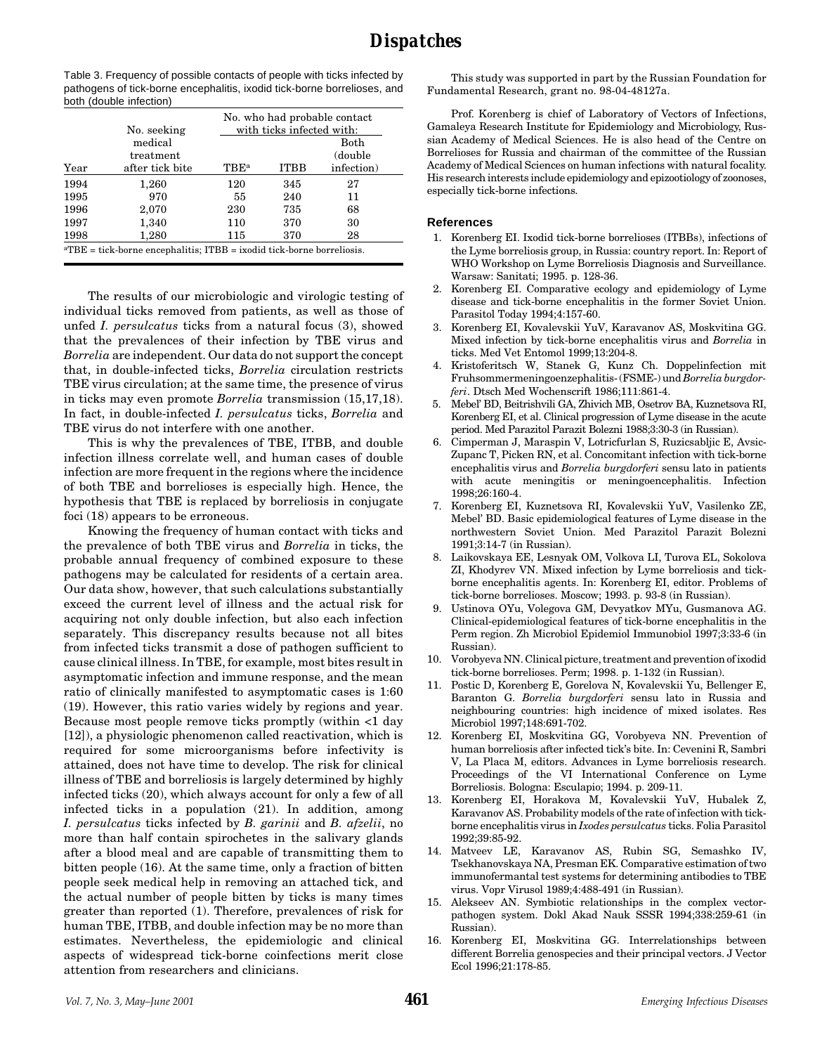Table 3. Frequency of possible contacts of people with ticks infected by pathogens of tick-borne encephalitis, ixodid tick-borne borrelioses, and both (double infection)

| Year | No. seeking medical treatment after tick bite | No. who had probable contact with ticks infected with: TBE[a] | ITBB | Both (double infection) |
|---|---|---|---|---|
| 1994 | 1,260 | 120 | 345 | 27 |
| 1995 | 970 | 55 | 240 | 11 |
| 1996 | 2,070 | 230 | 735 | 68 |
| 1997 | 1,340 | 110 | 370 | 30 |
| 1998 | 1,280 | 115 | 370 | 28 |

[a]TBE = tick-borne encephalitis; ITBB = ixodid tick-borne borreliosis.

The results of our microbiologic and virologic testing of individual ticks removed from patients, as well as those of unfed *I. persulcatus* ticks from a natural focus (3), showed that the prevalences of their infection by TBE virus and *Borrelia* are independent. Our data do not support the concept that, in double-infected ticks, *Borrelia* circulation restricts TBE virus circulation; at the same time, the presence of virus in ticks may even promote *Borrelia* transmission (15,17,18). In fact, in double-infected *I. persulcatus* ticks, *Borrelia* and TBE virus do not interfere with one another.

This is why the prevalences of TBE, ITBB, and double infection illness correlate well, and human cases of double infection are more frequent in the regions where the incidence of both TBE and borrelioses is especially high. Hence, the hypothesis that TBE is replaced by borreliosis in conjugate foci (18) appears to be erroneous.

Knowing the frequency of human contact with ticks and the prevalence of both TBE virus and *Borrelia* in ticks, the probable annual frequency of combined exposure to these pathogens may be calculated for residents of a certain area. Our data show, however, that such calculations substantially exceed the current level of illness and the actual risk for acquiring not only double infection, but also each infection separately. This discrepancy results because not all bites from infected ticks transmit a dose of pathogen sufficient to cause clinical illness. In TBE, for example, most bites result in asymptomatic infection and immune response, and the mean ratio of clinically manifested to asymptomatic cases is 1:60 (19). However, this ratio varies widely by regions and year. Because most people remove ticks promptly (within <1 day [12]), a physiologic phenomenon called reactivation, which is required for some microorganisms before infectivity is attained, does not have time to develop. The risk for clinical illness of TBE and borreliosis is largely determined by highly infected ticks (20), which always account for only a few of all infected ticks in a population (21). In addition, among *I. persulcatus* ticks infected by *B. garinii* and *B. afzelii*, no more than half contain spirochetes in the salivary glands after a blood meal and are capable of transmitting them to bitten people (16). At the same time, only a fraction of bitten people seek medical help in removing an attached tick, and the actual number of people bitten by ticks is many times greater than reported (1). Therefore, prevalences of risk for human TBE, ITBB, and double infection may be no more than estimates. Nevertheless, the epidemiologic and clinical aspects of widespread tick-borne coinfections merit close attention from researchers and clinicians.

This study was supported in part by the Russian Foundation for Fundamental Research, grant no. 98-04-48127a.

Prof. Korenberg is chief of Laboratory of Vectors of Infections, Gamaleya Research Institute for Epidemiology and Microbiology, Russian Academy of Medical Sciences. He is also head of the Centre on Borrelioses for Russia and chairman of the committee of the Russian Academy of Medical Sciences on human infections with natural focality. His research interests include epidemiology and epizootiology of zoonoses, especially tick-borne infections.

## References

1. Korenberg EI. Ixodid tick-borne borrelioses (ITBBs), infections of the Lyme borreliosis group, in Russia: country report. In: Report of WHO Workshop on Lyme Borreliosis Diagnosis and Surveillance. Warsaw: Sanitati; 1995. p. 128-36.
2. Korenberg EI. Comparative ecology and epidemiology of Lyme disease and tick-borne encephalitis in the former Soviet Union. Parasitol Today 1994;4:157-60.
3. Korenberg EI, Kovalevskii YuV, Karavanov AS, Moskvitina GG. Mixed infection by tick-borne encephalitis virus and *Borrelia* in ticks. Med Vet Entomol 1999;13:204-8.
4. Kristoferitsch W, Stanek G, Kunz Ch. Doppelinfection mit Fruhsommermeningoenzephalitis- (FSME-) und *Borrelia burgdorferi*. Dtsch Med Wochenscrift 1986;111:861-4.
5. Mebel' BD, Beitrishvili GA, Zhivich MB, Osetrov BA, Kuznetsova RI, Korenberg EI, et al. Clinical progression of Lyme disease in the acute period. Med Parazitol Parazit Bolezni 1988;3:30-3 (in Russian).
6. Cimperman J, Maraspin V, Lotricfurlan S, Ruzicsabljic E, Avsic-Zupanc T, Picken RN, et al. Concomitant infection with tick-borne encephalitis virus and *Borrelia burgdorferi* sensu lato in patients with acute meningitis or meningoencephalitis. Infection 1998;26:160-4.
7. Korenberg EI, Kuznetsova RI, Kovalevskii YuV, Vasilenko ZE, Mebel' BD. Basic epidemiological features of Lyme disease in the northwestern Soviet Union. Med Parazitol Parazit Bolezni 1991;3:14-7 (in Russian).
8. Laikovskaya EE, Lesnyak OM, Volkova LI, Turova EL, Sokolova ZI, Khodyrev VN. Mixed infection by Lyme borreliosis and tick-borne encephalitis agents. In: Korenberg EI, editor. Problems of tick-borne borrelioses. Moscow; 1993. p. 93-8 (in Russian).
9. Ustinova OYu, Volegova GM, Devyatkov MYu, Gusmanova AG. Clinical-epidemiological features of tick-borne encephalitis in the Perm region. Zh Microbiol Epidemiol Immunobiol 1997;3:33-6 (in Russian).
10. Vorobyeva NN. Clinical picture, treatment and prevention of ixodid tick-borne borrelioses. Perm; 1998. p. 1-132 (in Russian).
11. Postic D, Korenberg E, Gorelova N, Kovalevskii Yu, Bellenger E, Baranton G. *Borrelia burgdorferi* sensu lato in Russia and neighbouring countries: high incidence of mixed isolates. Res Microbiol 1997;148:691-702.
12. Korenberg EI, Moskvitina GG, Vorobyeva NN. Prevention of human borreliosis after infected tick's bite. In: Cevenini R, Sambri V, La Placa M, editors. Advances in Lyme borreliosis research. Proceedings of the VI International Conference on Lyme Borreliosis. Bologna: Esculapio; 1994. p. 209-11.
13. Korenberg EI, Horakova M, Kovalevskii YuV, Hubalek Z, Karavanov AS. Probability models of the rate of infection with tick-borne encephalitis virus in *Ixodes persulcatus* ticks. Folia Parasitol 1992;39:85-92.
14. Matveev LE, Karavanov AS, Rubin SG, Semashko IV, Tsekhanovskaya NA, Presman EK. Comparative estimation of two immunofermantal test systems for determining antibodies to TBE virus. Vopr Virusol 1989;4:488-491 (in Russian).
15. Alekseev AN. Symbiotic relationships in the complex vector-pathogen system. Dokl Akad Nauk SSSR 1994;338:259-61 (in Russian).
16. Korenberg EI, Moskvitina GG. Interrelationships between different Borrelia genospecies and their principal vectors. J Vector Ecol 1996;21:178-85.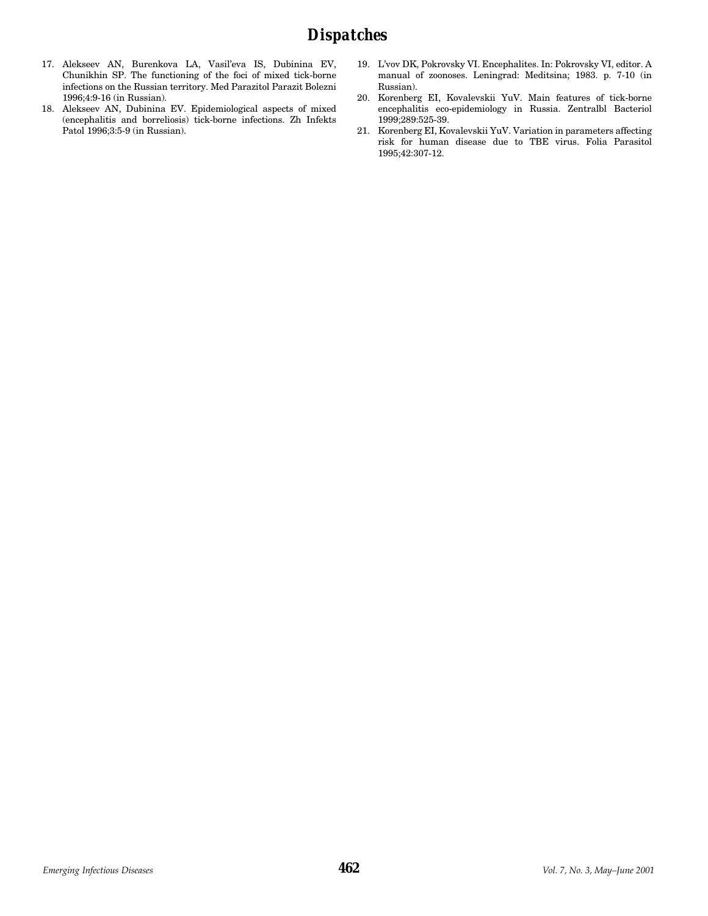17. Alekseev AN, Burenkova LA, Vasil'eva IS, Dubinina EV, Chunikhin SP. The functioning of the foci of mixed tick-borne infections on the Russian territory. Med Parazitol Parazit Bolezni 1996;4:9-16 (in Russian).
18. Alekseev AN, Dubinina EV. Epidemiological aspects of mixed (encephalitis and borreliosis) tick-borne infections. Zh Infekts Patol 1996;3:5-9 (in Russian).
19. L'vov DK, Pokrovsky VI. Encephalites. In: Pokrovsky VI, editor. A manual of zoonoses. Leningrad: Meditsina; 1983. p. 7-10 (in Russian).
20. Korenberg EI, Kovalevskii YuV. Main features of tick-borne encephalitis eco-epidemiology in Russia. Zentralbl Bacteriol 1999;289:525-39.
21. Korenberg EI, Kovalevskii YuV. Variation in parameters affecting risk for human disease due to TBE virus. Folia Parasitol 1995;42:307-12.